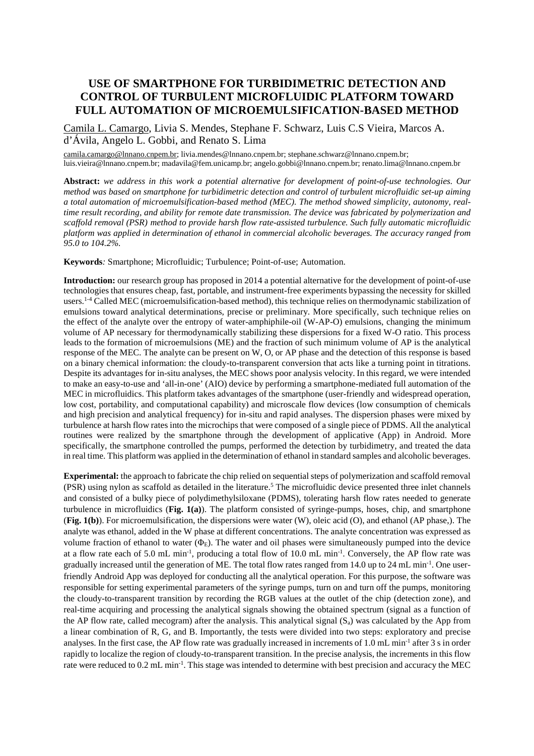# USE OF SMARTPHONE FOR TURBIDIMETRIC DETECTION AND CONTROL OF TURBULENT MICROFLUIDIC PLATFORM TOWARD FULL AUTOMATION OF MICROEMULSIFICATION-BASED METHOD

Camila L. Camargo, Livia S. Mendes, Stephane F. Schwarz, Luis C.S Vieira, Marcos A. d'Ávila, Angelo L. Gobbi, and Renato S. Lima

camila.camargo@lnnano.cnpem.br; livia.mendes@lnnano.cnpem.br; stephane.schwarz@lnnano.cnpem.br; luis.vieira@lnnano.cnpem.br; madavila@fem.unicamp.br; angelo.gobbi@lnnano.cnpem.br; renato.lima@lnnano.cnpem.br

**Abstract:** *we address in this work a potential alternative for development of point-of-use technologies. Our method was based on smartphone for turbidimetric detection and control of turbulent microfluidic set-up aiming a total automation of microemulsification-based method (MEC). The method showed simplicity, autonomy, real-time result recording, and ability for remote date transmission. The device was fabricated by polymerization and scaffold removal (PSR) method to provide harsh flow rate-assisted turbulence. Such fully automatic microfluidic platform was applied in determination of ethanol in commercial alcoholic beverages. The accuracy ranged from 95.0 to 104.2%.*

**Keywords***:* Smartphone; Microfluidic; Turbulence; Point-of-use; Automation.

**Introduction:** our research group has proposed in 2014 a potential alternative for the development of point-of-use technologies that ensures cheap, fast, portable, and instrument-free experiments bypassing the necessity for skilled users.[1-4] Called MEC (microemulsification-based method), this technique relies on thermodynamic stabilization of emulsions toward analytical determinations, precise or preliminary. More specifically, such technique relies on the effect of the analyte over the entropy of water-amphiphile-oil (W-AP-O) emulsions, changing the minimum volume of AP necessary for thermodynamically stabilizing these dispersions for a fixed W-O ratio. This process leads to the formation of microemulsions (ME) and the fraction of such minimum volume of AP is the analytical response of the MEC. The analyte can be present on W, O, or AP phase and the detection of this response is based on a binary chemical information: the cloudy-to-transparent conversion that acts like a turning point in titrations. Despite its advantages for in-situ analyses, the MEC shows poor analysis velocity. In this regard, we were intended to make an easy-to-use and 'all-in-one' (AIO) device by performing a smartphone-mediated full automation of the MEC in microfluidics. This platform takes advantages of the smartphone (user-friendly and widespread operation, low cost, portability, and computational capability) and microscale flow devices (low consumption of chemicals and high precision and analytical frequency) for in-situ and rapid analyses. The dispersion phases were mixed by turbulence at harsh flow rates into the microchips that were composed of a single piece of PDMS. All the analytical routines were realized by the smartphone through the development of applicative (App) in Android. More specifically, the smartphone controlled the pumps, performed the detection by turbidimetry, and treated the data in real time. This platform was applied in the determination of ethanol in standard samples and alcoholic beverages.

**Experimental:** the approach to fabricate the chip relied on sequential steps of polymerization and scaffold removal (PSR) using nylon as scaffold as detailed in the literature.[5] The microfluidic device presented three inlet channels and consisted of a bulky piece of polydimethylsiloxane (PDMS), tolerating harsh flow rates needed to generate turbulence in microfluidics (**Fig. 1(a)**). The platform consisted of syringe-pumps, hoses, chip, and smartphone (**Fig. 1(b)**). For microemulsification, the dispersions were water (W), oleic acid (O), and ethanol (AP phase,). The analyte was ethanol, added in the W phase at different concentrations. The analyte concentration was expressed as volume fraction of ethanol to water ($\Phi_E$). The water and oil phases were simultaneously pumped into the device at a flow rate each of 5.0 mL min$^{-1}$, producing a total flow of 10.0 mL min$^{-1}$. Conversely, the AP flow rate was gradually increased until the generation of ME. The total flow rates ranged from 14.0 up to 24 mL min$^{-1}$. One user-friendly Android App was deployed for conducting all the analytical operation. For this purpose, the software was responsible for setting experimental parameters of the syringe pumps, turn on and turn off the pumps, monitoring the cloudy-to-transparent transition by recording the RGB values at the outlet of the chip (detection zone), and real-time acquiring and processing the analytical signals showing the obtained spectrum (signal as a function of the AP flow rate, called mecogram) after the analysis. This analytical signal ($S_a$) was calculated by the App from a linear combination of R, G, and B. Importantly, the tests were divided into two steps: exploratory and precise analyses. In the first case, the AP flow rate was gradually increased in increments of 1.0 mL min$^{-1}$ after 3 s in order rapidly to localize the region of cloudy-to-transparent transition. In the precise analysis, the increments in this flow rate were reduced to 0.2 mL min$^{-1}$. This stage was intended to determine with best precision and accuracy the MEC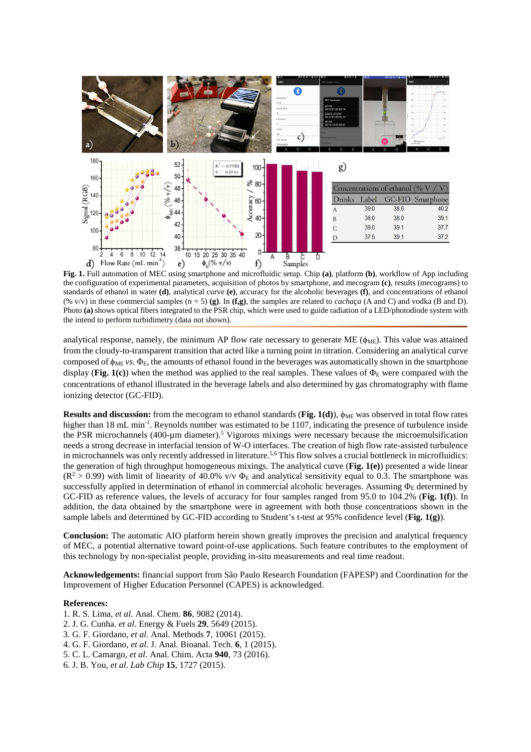a) b) c)

180
160
140
120
100
80

Signal (RGB)

2 4 6 8 10 12 14

d) Flow Rate (mL $min^{-1}$)

52
50
48
46
44
42
40
38

$\phi_{ME}$ (% v/v)

$R^2 = 0.9988$
S = -0.2944

10 15 20 25 30 35 40

e) $\phi_E$(% v/v)

100
80
60
40
20
0

Accuracy / %

A B C D

f) Samples

g)

| Concentrations of ethanol (% V / V) | | | |
|---|---|---|---|
| Drinks | Label | GC-FID | Smatphone |
| A | 39.0 | 38.6 | 40.2 |
| B | 38.0 | 38.0 | 39.1 |
| C | 39.0 | 39.1 | 37.7 |
| D | 37.5 | 39.1 | 37.2 |

**Fig. 1.** Full automation of MEC using smartphone and microfluidic setup. Chip **(a)**, platform **(b)**, workflow of App including the configuration of experimental parameters, acquisition of photos by smartphone, and mecogram **(c)**, results (mecograms) to standards of ethanol in water **(d)**, analytical curve **(e)**, accuracy for the alcoholic beverages **(f)**, and concentrations of ethanol (% v/v) in these commercial samples ($n$ = 5) **(g)**. In **(f,g)**, the samples are related to *cachaça* (A and C) and vodka (B and D). Photo **(a)** shows optical fibers integrated to the PSR chip, which were used to guide radiation of a LED/photodiode system with the intend to perform turbidimetry (data not shown).

analytical response, namely, the minimum AP flow rate necessary to generate ME ($\phi_{ME}$). This value was attained from the cloudy-to-transparent transition that acted like a turning point in titration. Considering an analytical curve composed of $\phi_{ME}$ *vs.* $\Phi_E$, the amounts of ethanol found in the beverages was automatically shown in the smartphone display (**Fig. 1(c)**) when the method was applied to the real samples. These values of $\Phi_E$ were compared with the concentrations of ethanol illustrated in the beverage labels and also determined by gas chromatography with flame ionizing detector (GC-FID).

**Results and discussion:** from the mecogram to ethanol standards (**Fig. 1(d)**), $\phi_{ME}$ was observed in total flow rates higher than 18 mL $min^{-1}$. Reynolds number was estimated to be 1107, indicating the presence of turbulence inside the PSR microchannels (400-µm diameter).[5] Vigorous mixings were necessary because the microemulsification needs a strong decrease in interfacial tension of W-O interfaces. The creation of high flow rate-assisted turbulence in microchannels was only recently addressed in literature.[5,6] This flow solves a crucial bottleneck in microfluidics: the generation of high throughput homogeneous mixings. The analytical curve (**Fig. 1(e)**) presented a wide linear ($R^2 > 0.99$) with limit of linearity of 40.0% v/v $\Phi_E$ and analytical sensitivity equal to 0.3. The smartphone was successfully applied in determination of ethanol in commercial alcoholic beverages. Assuming $\Phi_E$ determined by GC-FID as reference values, the levels of accuracy for four samples ranged from 95.0 to 104.2% (**Fig. 1(f)**). In addition, the data obtained by the smartphone were in agreement with both those concentrations shown in the sample labels and determined by GC-FID according to Student's t-test at 95% confidence level (**Fig. 1(g)**).

**Conclusion:** The automatic AIO platform herein shown greatly improves the precision and analytical frequency of MEC, a potential alternative toward point-of-use applications. Such feature contributes to the employment of this technology by non-specialist people, providing in-situ measurements and real time readout.

**Acknowledgements:** financial support from São Paulo Research Foundation (FAPESP) and Coordination for the Improvement of Higher Education Personnel (CAPES) is acknowledged.

**References:**

1. R. S. Lima, *et al.* Anal. Chem. **86**, 9082 (2014).
2. J. G. Cunha. *et al.* Energy & Fuels **29**, 5649 (2015).
3. G. F. Giordano, *et al.* Anal. Methods **7**, 10061 (2015).
4. G. F. Giordano, *et al.* J. Anal. Bioanal. Tech. **6**, 1 (2015).
5. C. L. Camargo, *et al.* Anal. Chim. Acta **940**, 73 (2016).
6. J. B. You, *et al. Lab Chip* **15**, 1727 (2015).